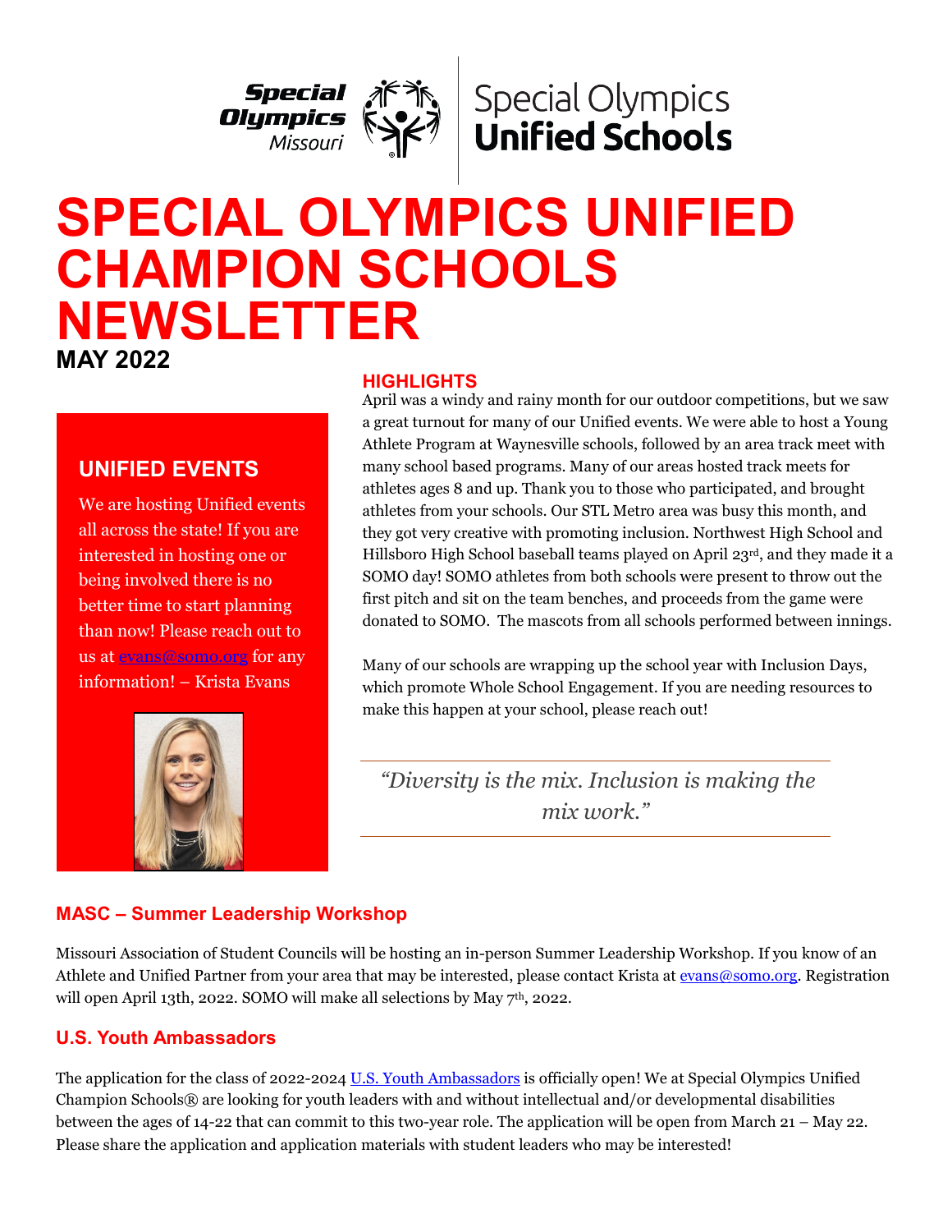Special Olympics Missouri | Special Olympics Unified Schools

# SPECIAL OLYMPICS UNIFIED CHAMPION SCHOOLS NEWSLETTER

**MAY 2022**

## UNIFIED EVENTS

We are hosting Unified events all across the state! If you are interested in hosting one or being involved there is no better time to start planning than now! Please reach out to us at evans@somo.org for any information! – Krista Evans

## HIGHLIGHTS

April was a windy and rainy month for our outdoor competitions, but we saw a great turnout for many of our Unified events. We were able to host a Young Athlete Program at Waynesville schools, followed by an area track meet with many school based programs. Many of our areas hosted track meets for athletes ages 8 and up. Thank you to those who participated, and brought athletes from your schools. Our STL Metro area was busy this month, and they got very creative with promoting inclusion. Northwest High School and Hillsboro High School baseball teams played on April 23rd, and they made it a SOMO day! SOMO athletes from both schools were present to throw out the first pitch and sit on the team benches, and proceeds from the game were donated to SOMO. The mascots from all schools performed between innings.

Many of our schools are wrapping up the school year with Inclusion Days, which promote Whole School Engagement. If you are needing resources to make this happen at your school, please reach out!

*"Diversity is the mix. Inclusion is making the mix work."*

## MASC – Summer Leadership Workshop

Missouri Association of Student Councils will be hosting an in-person Summer Leadership Workshop. If you know of an Athlete and Unified Partner from your area that may be interested, please contact Krista at evans@somo.org. Registration will open April 13th, 2022. SOMO will make all selections by May 7th, 2022.

## U.S. Youth Ambassadors

The application for the class of 2022-2024 U.S. Youth Ambassadors is officially open! We at Special Olympics Unified Champion Schools® are looking for youth leaders with and without intellectual and/or developmental disabilities between the ages of 14-22 that can commit to this two-year role. The application will be open from March 21 – May 22. Please share the application and application materials with student leaders who may be interested!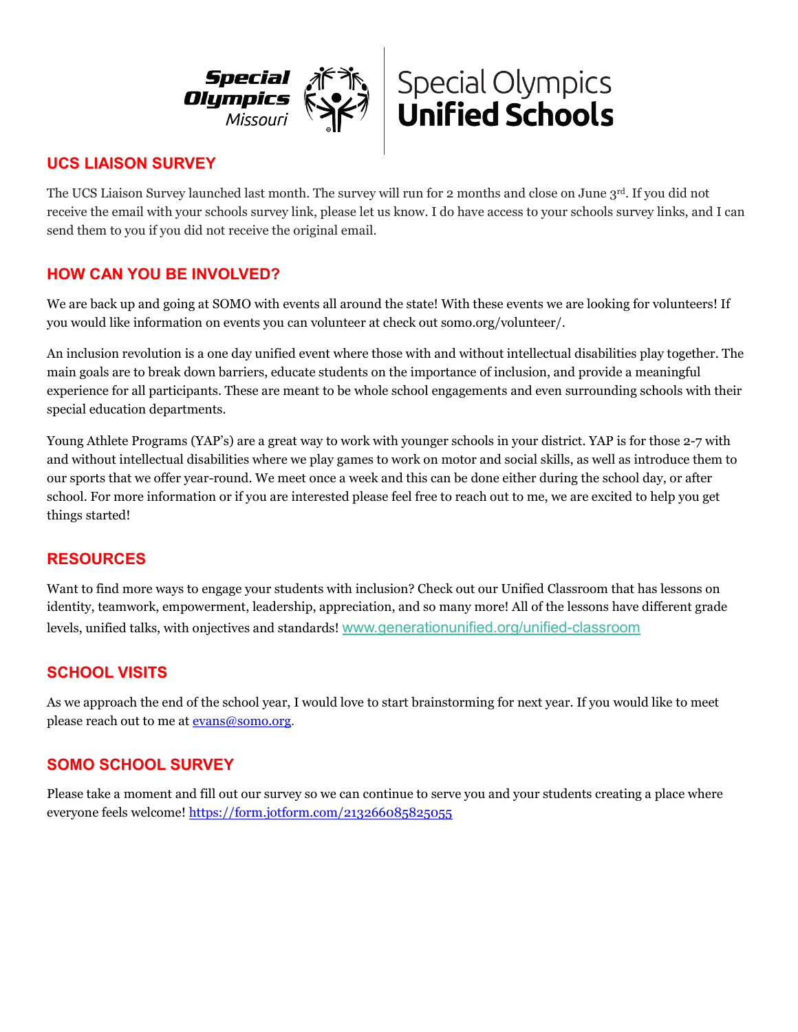## UCS LIAISON SURVEY

The UCS Liaison Survey launched last month. The survey will run for 2 months and close on June 3rd. If you did not receive the email with your schools survey link, please let us know. I do have access to your schools survey links, and I can send them to you if you did not receive the original email.

## HOW CAN YOU BE INVOLVED?

We are back up and going at SOMO with events all around the state! With these events we are looking for volunteers! If you would like information on events you can volunteer at check out somo.org/volunteer/.

An inclusion revolution is a one day unified event where those with and without intellectual disabilities play together. The main goals are to break down barriers, educate students on the importance of inclusion, and provide a meaningful experience for all participants. These are meant to be whole school engagements and even surrounding schools with their special education departments.

Young Athlete Programs (YAP's) are a great way to work with younger schools in your district. YAP is for those 2-7 with and without intellectual disabilities where we play games to work on motor and social skills, as well as introduce them to our sports that we offer year-round. We meet once a week and this can be done either during the school day, or after school. For more information or if you are interested please feel free to reach out to me, we are excited to help you get things started!

## RESOURCES

Want to find more ways to engage your students with inclusion? Check out our Unified Classroom that has lessons on identity, teamwork, empowerment, leadership, appreciation, and so many more! All of the lessons have different grade levels, unified talks, with onjectives and standards! www.generationunified.org/unified-classroom

## SCHOOL VISITS

As we approach the end of the school year, I would love to start brainstorming for next year. If you would like to meet please reach out to me at evans@somo.org.

## SOMO SCHOOL SURVEY

Please take a moment and fill out our survey so we can continue to serve you and your students creating a place where everyone feels welcome! https://form.jotform.com/213266085825055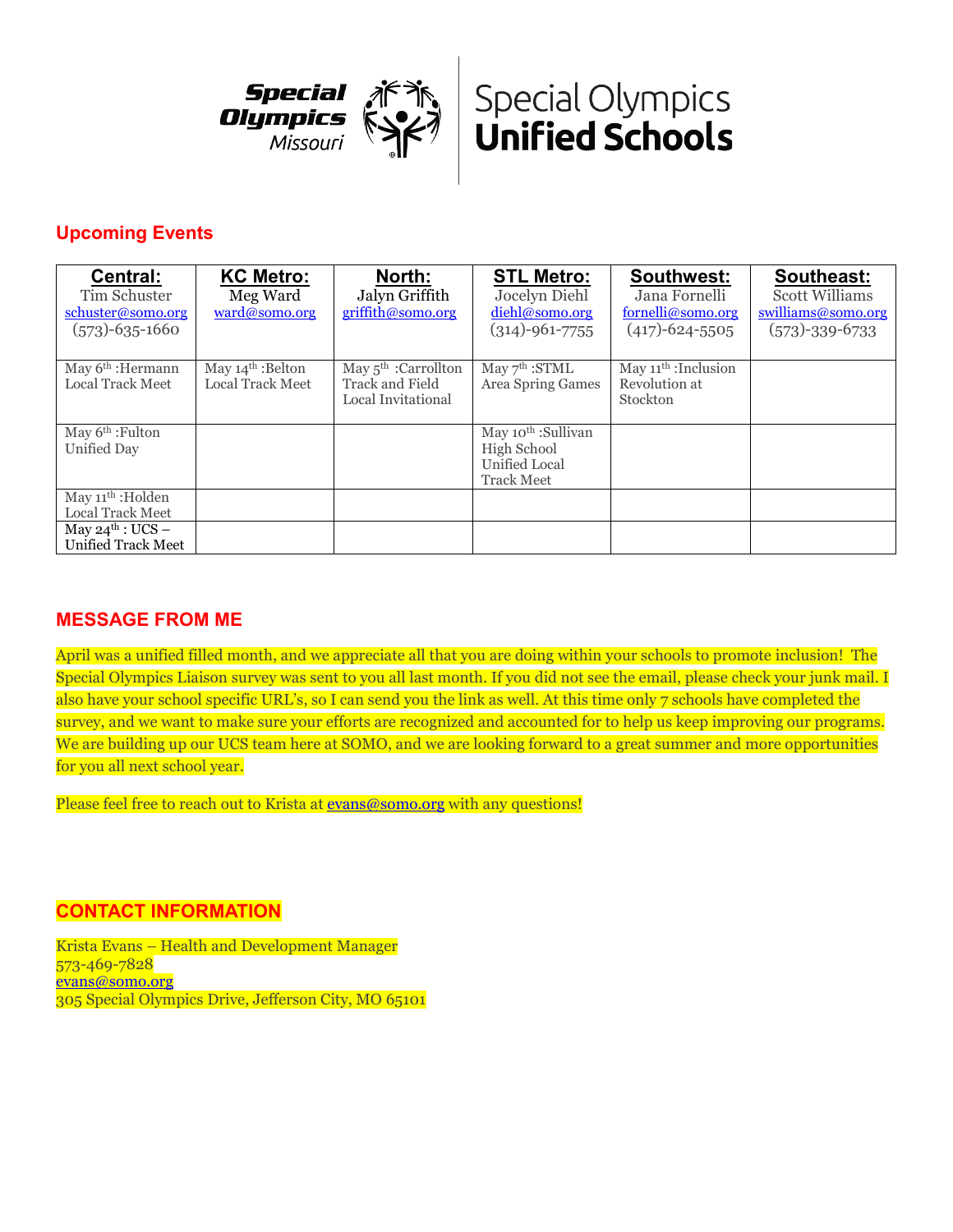Special Olympics Missouri | Special Olympics Unified Schools

## Upcoming Events

| Central: Tim Schuster schuster@somo.org (573)-635-1660 | KC Metro: Meg Ward ward@somo.org | North: Jalyn Griffith griffith@somo.org | STL Metro: Jocelyn Diehl diehl@somo.org (314)-961-7755 | Southwest: Jana Fornelli fornelli@somo.org (417)-624-5505 | Southeast: Scott Williams swilliams@somo.org (573)-339-6733 |
|---|---|---|---|---|---|
| May 6th :Hermann Local Track Meet | May 14th :Belton Local Track Meet | May 5th :Carrollton Track and Field Local Invitational | May 7th :STML Area Spring Games | May 11th :Inclusion Revolution at Stockton | |
| May 6th :Fulton Unified Day | | | May 10th :Sullivan High School Unified Local Track Meet | | |
| May 11th :Holden Local Track Meet | | | | | |
| May 24th : UCS – Unified Track Meet | | | | | |

## MESSAGE FROM ME

April was a unified filled month, and we appreciate all that you are doing within your schools to promote inclusion! The Special Olympics Liaison survey was sent to you all last month. If you did not see the email, please check your junk mail. I also have your school specific URL's, so I can send you the link as well. At this time only 7 schools have completed the survey, and we want to make sure your efforts are recognized and accounted for to help us keep improving our programs. We are building up our UCS team here at SOMO, and we are looking forward to a great summer and more opportunities for you all next school year.

Please feel free to reach out to Krista at evans@somo.org with any questions!

## CONTACT INFORMATION

Krista Evans – Health and Development Manager
573-469-7828
evans@somo.org
305 Special Olympics Drive, Jefferson City, MO 65101